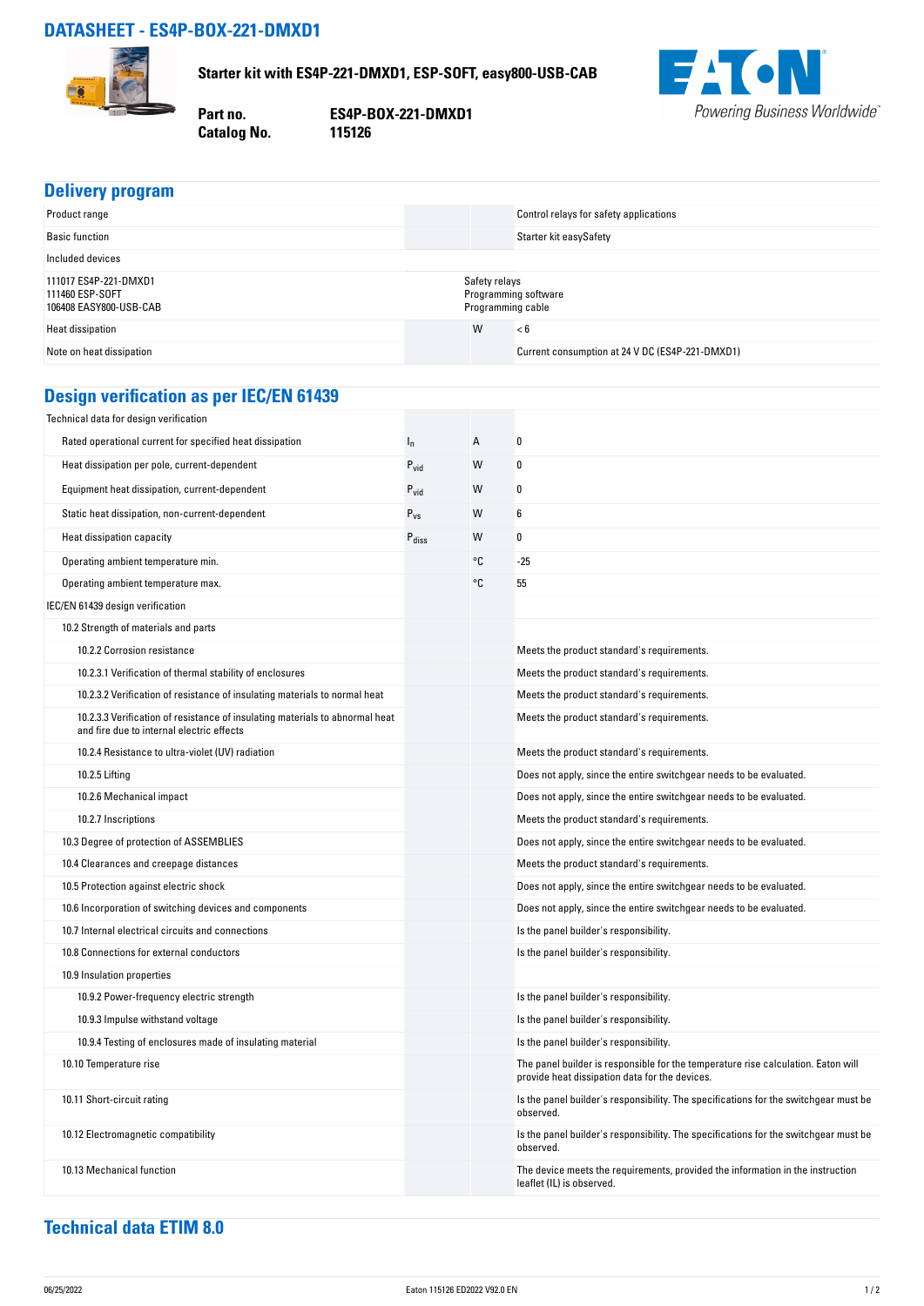# DATASHEET - ES4P-BOX-221-DMXD1

**Starter kit with ES4P-221-DMXD1, ESP-SOFT, easy800-USB-CAB**

**Part no.** **ES4P-BOX-221-DMXD1**
**Catalog No.** **115126**

## Delivery program

| | | | |
|---|---|---|---|
| Product range | | | Control relays for safety applications |
| Basic function | | | Starter kit easySafety |
| Included devices | | | |
| 111017 ES4P-221-DMXD1<br>111460 ESP-SOFT<br>106408 EASY800-USB-CAB | | Safety relays<br>Programming software<br>Programming cable | |
| Heat dissipation | | W | < 6 |
| Note on heat dissipation | | | Current consumption at 24 V DC (ES4P-221-DMXD1) |

## Design verification as per IEC/EN 61439

| | | | |
|---|---|---|---|
| Technical data for design verification | | | |
| Rated operational current for specified heat dissipation | $I_n$ | A | 0 |
| Heat dissipation per pole, current-dependent | $P_{vid}$ | W | 0 |
| Equipment heat dissipation, current-dependent | $P_{vid}$ | W | 0 |
| Static heat dissipation, non-current-dependent | $P_{vs}$ | W | 6 |
| Heat dissipation capacity | $P_{diss}$ | W | 0 |
| Operating ambient temperature min. | | °C | -25 |
| Operating ambient temperature max. | | °C | 55 |
| IEC/EN 61439 design verification | | | |
| 10.2 Strength of materials and parts | | | |
| 10.2.2 Corrosion resistance | | | Meets the product standard's requirements. |
| 10.2.3.1 Verification of thermal stability of enclosures | | | Meets the product standard's requirements. |
| 10.2.3.2 Verification of resistance of insulating materials to normal heat | | | Meets the product standard's requirements. |
| 10.2.3.3 Verification of resistance of insulating materials to abnormal heat and fire due to internal electric effects | | | Meets the product standard's requirements. |
| 10.2.4 Resistance to ultra-violet (UV) radiation | | | Meets the product standard's requirements. |
| 10.2.5 Lifting | | | Does not apply, since the entire switchgear needs to be evaluated. |
| 10.2.6 Mechanical impact | | | Does not apply, since the entire switchgear needs to be evaluated. |
| 10.2.7 Inscriptions | | | Meets the product standard's requirements. |
| 10.3 Degree of protection of ASSEMBLIES | | | Does not apply, since the entire switchgear needs to be evaluated. |
| 10.4 Clearances and creepage distances | | | Meets the product standard's requirements. |
| 10.5 Protection against electric shock | | | Does not apply, since the entire switchgear needs to be evaluated. |
| 10.6 Incorporation of switching devices and components | | | Does not apply, since the entire switchgear needs to be evaluated. |
| 10.7 Internal electrical circuits and connections | | | Is the panel builder's responsibility. |
| 10.8 Connections for external conductors | | | Is the panel builder's responsibility. |
| 10.9 Insulation properties | | | |
| 10.9.2 Power-frequency electric strength | | | Is the panel builder's responsibility. |
| 10.9.3 Impulse withstand voltage | | | Is the panel builder's responsibility. |
| 10.9.4 Testing of enclosures made of insulating material | | | Is the panel builder's responsibility. |
| 10.10 Temperature rise | | | The panel builder is responsible for the temperature rise calculation. Eaton will provide heat dissipation data for the devices. |
| 10.11 Short-circuit rating | | | Is the panel builder's responsibility. The specifications for the switchgear must be observed. |
| 10.12 Electromagnetic compatibility | | | Is the panel builder's responsibility. The specifications for the switchgear must be observed. |
| 10.13 Mechanical function | | | The device meets the requirements, provided the information in the instruction leaflet (IL) is observed. |

## Technical data ETIM 8.0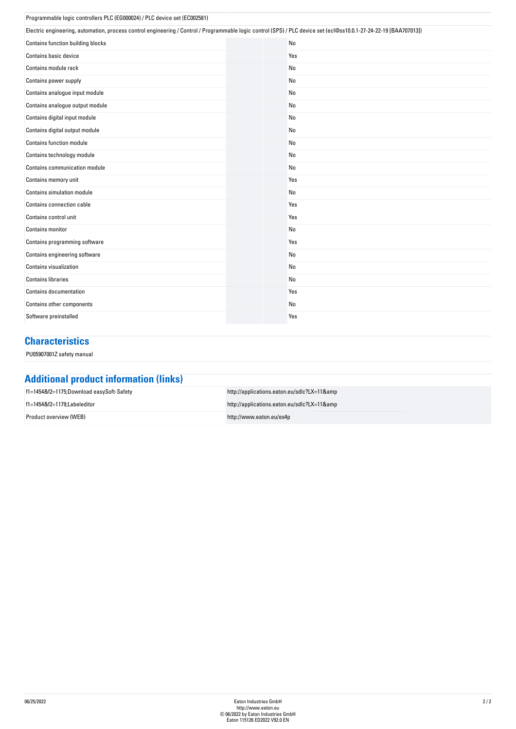Programmable logic controllers PLC (EG000024) / PLC device set (EC002581)

Electric engineering, automation, process control engineering / Control / Programmable logic control (SPS) / PLC device set (ecl@ss10.0.1-27-24-22-19 [BAA707013])

| | | | |
|---|---|---|---|
| Contains function building blocks | | | No |
| Contains basic device | | | Yes |
| Contains module rack | | | No |
| Contains power supply | | | No |
| Contains analogue input module | | | No |
| Contains analogue output module | | | No |
| Contains digital input module | | | No |
| Contains digital output module | | | No |
| Contains function module | | | No |
| Contains technology module | | | No |
| Contains communication module | | | No |
| Contains memory unit | | | Yes |
| Contains simulation module | | | No |
| Contains connection cable | | | Yes |
| Contains control unit | | | Yes |
| Contains monitor | | | No |
| Contains programming software | | | Yes |
| Contains engineering software | | | No |
| Contains visualization | | | No |
| Contains libraries | | | No |
| Contains documentation | | | Yes |
| Contains other components | | | No |
| Software preinstalled | | | Yes |

## Characteristics

PU05907001Z safety manual

## Additional product information (links)

| | |
|---|---|
| f1=1454&f2=1175;Download easySoft-Safety | http://applications.eaton.eu/sdlc?LX=11&amp |
| f1=1454&f2=1179;Labeleditor | http://applications.eaton.eu/sdlc?LX=11&amp |
| Product overview (WEB) | http://www.eaton.eu/es4p |